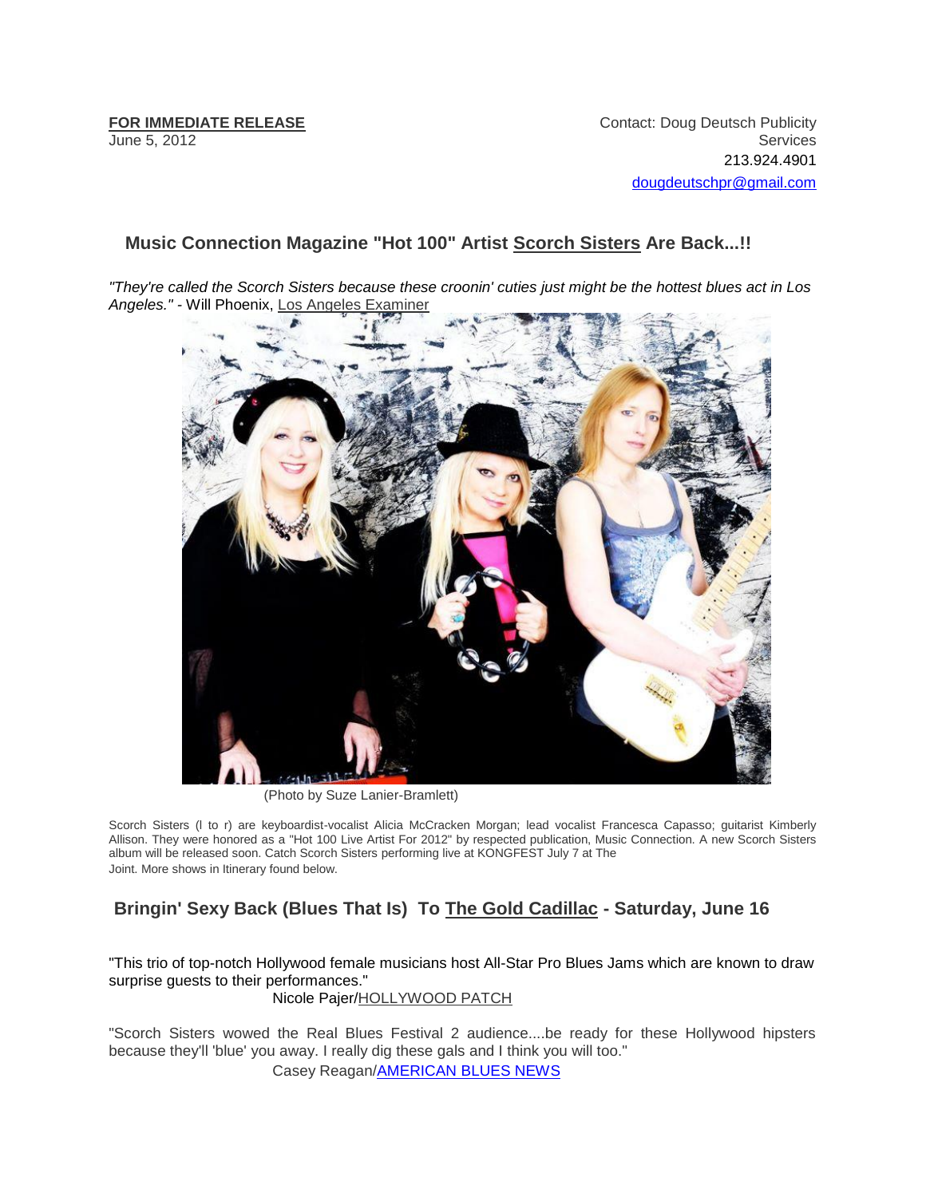**FOR IMMEDIATE RELEASE**
June 5, 2012

Contact: Doug Deutsch Publicity Services
213.924.4901
dougdeutschpr@gmail.com

## Music Connection Magazine "Hot 100" Artist Scorch Sisters Are Back...!!

*"They're called the Scorch Sisters because these croonin' cuties just might be the hottest blues act in Los Angeles."* - Will Phoenix, Los Angeles Examiner

(Photo by Suze Lanier-Bramlett)

Scorch Sisters (l to r) are keyboardist-vocalist Alicia McCracken Morgan; lead vocalist Francesca Capasso; guitarist Kimberly Allison. They were honored as a "Hot 100 Live Artist For 2012" by respected publication, Music Connection. A new Scorch Sisters album will be released soon. Catch Scorch Sisters performing live at KONGFEST July 7 at The Joint. More shows in Itinerary found below.

## Bringin' Sexy Back (Blues That Is) To The Gold Cadillac - Saturday, June 16

"This trio of top-notch Hollywood female musicians host All-Star Pro Blues Jams which are known to draw surprise guests to their performances."
Nicole Pajer/HOLLYWOOD PATCH

"Scorch Sisters wowed the Real Blues Festival 2 audience....be ready for these Hollywood hipsters because they'll 'blue' you away. I really dig these gals and I think you will too."
Casey Reagan/AMERICAN BLUES NEWS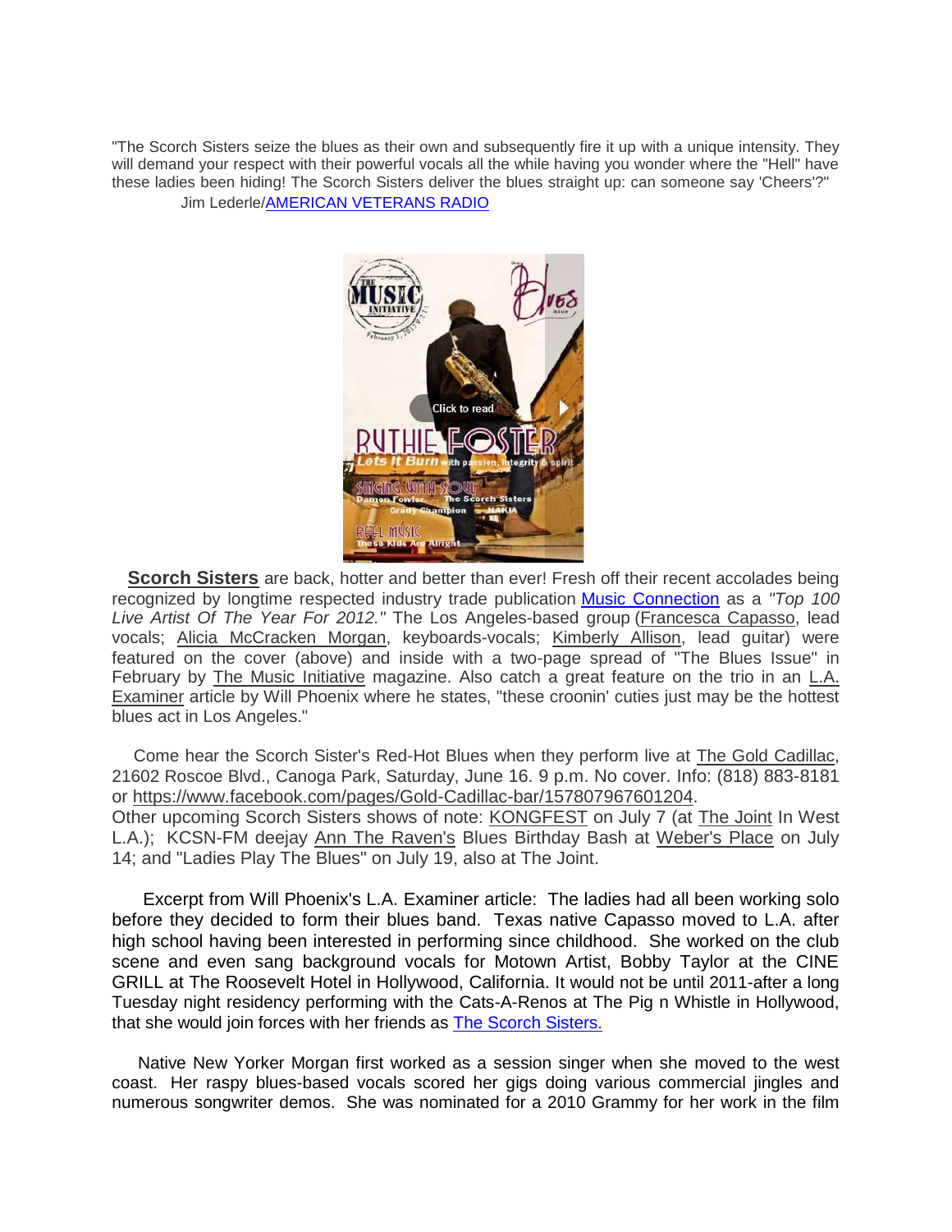"The Scorch Sisters seize the blues as their own and subsequently fire it up with a unique intensity. They will demand your respect with their powerful vocals all the while having you wonder where the "Hell" have these ladies been hiding! The Scorch Sisters deliver the blues straight up: can someone say 'Cheers'?"

Jim Lederle/AMERICAN VETERANS RADIO

**Scorch Sisters** are back, hotter and better than ever! Fresh off their recent accolades being recognized by longtime respected industry trade publication Music Connection as a *"Top 100 Live Artist Of The Year For 2012."* The Los Angeles-based group (Francesca Capasso, lead vocals; Alicia McCracken Morgan, keyboards-vocals; Kimberly Allison, lead guitar) were featured on the cover (above) and inside with a two-page spread of "The Blues Issue" in February by The Music Initiative magazine. Also catch a great feature on the trio in an L.A. Examiner article by Will Phoenix where he states, "these croonin' cuties just may be the hottest blues act in Los Angeles."

Come hear the Scorch Sister's Red-Hot Blues when they perform live at The Gold Cadillac, 21602 Roscoe Blvd., Canoga Park, Saturday, June 16. 9 p.m. No cover. Info: (818) 883-8181 or https://www.facebook.com/pages/Gold-Cadillac-bar/157807967601204.
Other upcoming Scorch Sisters shows of note: KONGFEST on July 7 (at The Joint In West L.A.); KCSN-FM deejay Ann The Raven's Blues Birthday Bash at Weber's Place on July 14; and "Ladies Play The Blues" on July 19, also at The Joint.

Excerpt from Will Phoenix's L.A. Examiner article: The ladies had all been working solo before they decided to form their blues band. Texas native Capasso moved to L.A. after high school having been interested in performing since childhood. She worked on the club scene and even sang background vocals for Motown Artist, Bobby Taylor at the CINE GRILL at The Roosevelt Hotel in Hollywood, California. It would not be until 2011-after a long Tuesday night residency performing with the Cats-A-Renos at The Pig n Whistle in Hollywood, that she would join forces with her friends as The Scorch Sisters.

Native New Yorker Morgan first worked as a session singer when she moved to the west coast. Her raspy blues-based vocals scored her gigs doing various commercial jingles and numerous songwriter demos. She was nominated for a 2010 Grammy for her work in the film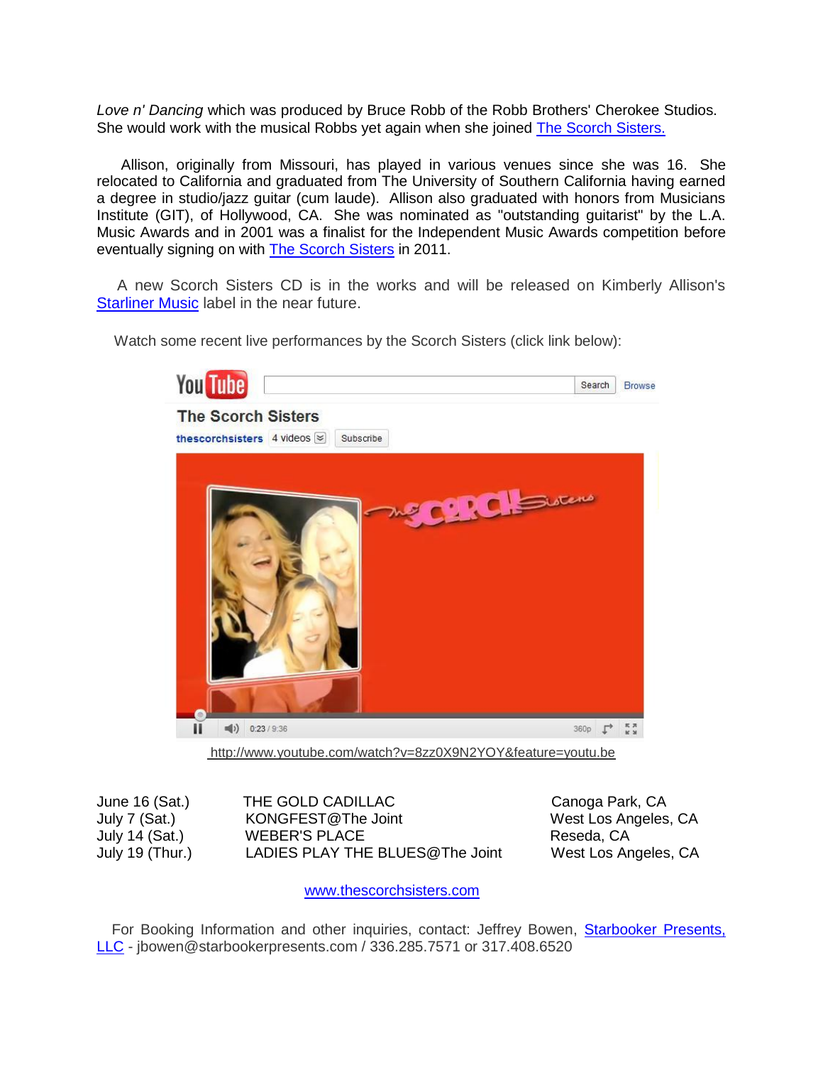*Love n' Dancing* which was produced by Bruce Robb of the Robb Brothers' Cherokee Studios. She would work with the musical Robbs yet again when she joined The Scorch Sisters.

Allison, originally from Missouri, has played in various venues since she was 16. She relocated to California and graduated from The University of Southern California having earned a degree in studio/jazz guitar (cum laude). Allison also graduated with honors from Musicians Institute (GIT), of Hollywood, CA. She was nominated as "outstanding guitarist" by the L.A. Music Awards and in 2001 was a finalist for the Independent Music Awards competition before eventually signing on with The Scorch Sisters in 2011.

A new Scorch Sisters CD is in the works and will be released on Kimberly Allison's Starliner Music label in the near future.

Watch some recent live performances by the Scorch Sisters (click link below):

http://www.youtube.com/watch?v=8zz0X9N2YOY&feature=youtu.be

| | | |
|---|---|---|
| June 16 (Sat.) | THE GOLD CADILLAC | Canoga Park, CA |
| July 7 (Sat.) | KONGFEST@The Joint | West Los Angeles, CA |
| July 14 (Sat.) | WEBER'S PLACE | Reseda, CA |
| July 19 (Thur.) | LADIES PLAY THE BLUES@The Joint | West Los Angeles, CA |

www.thescorchsisters.com

For Booking Information and other inquiries, contact: Jeffrey Bowen, Starbooker Presents, LLC - jbowen@starbookerpresents.com / 336.285.7571 or 317.408.6520